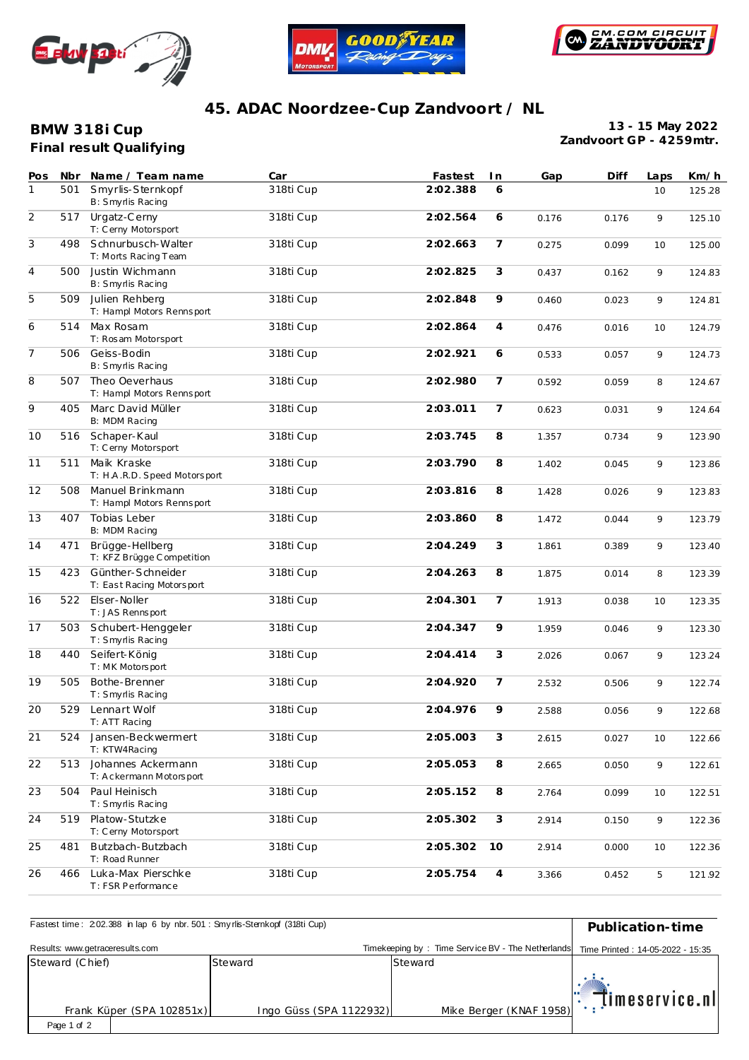# 45. ADAC Noordzee-Cup Zandvoort / NL

**BMW 318i Cup**
**Final result Qualifying**

**13 - 15 May 2022**
**Zandvoort GP - 4259mtr.**

| Pos | Nbr | Name / Team name | Car | Fastest | In | Gap | Diff | Laps | Km/h |
|---|---|---|---|---|---|---|---|---|---|
| 1 | 501 | Smyrlis-Sternkopf<br>B: Smyrlis Racing | 318ti Cup | **2:02.388** | 6 | | | 10 | 125.28 |
| 2 | 517 | Urgatz-Cerny<br>T: Cerny Motorsport | 318ti Cup | **2:02.564** | 6 | 0.176 | 0.176 | 9 | 125.10 |
| 3 | 498 | Schnurbusch-Walter<br>T: Morts Racing Team | 318ti Cup | **2:02.663** | 7 | 0.275 | 0.099 | 10 | 125.00 |
| 4 | 500 | Justin Wichmann<br>B: Smyrlis Racing | 318ti Cup | **2:02.825** | 3 | 0.437 | 0.162 | 9 | 124.83 |
| 5 | 509 | Julien Rehberg<br>T: Hampl Motors Rennsport | 318ti Cup | **2:02.848** | 9 | 0.460 | 0.023 | 9 | 124.81 |
| 6 | 514 | Max Rosam<br>T: Rosam Motorsport | 318ti Cup | **2:02.864** | 4 | 0.476 | 0.016 | 10 | 124.79 |
| 7 | 506 | Geiss-Bodin<br>B: Smyrlis Racing | 318ti Cup | **2:02.921** | 6 | 0.533 | 0.057 | 9 | 124.73 |
| 8 | 507 | Theo Oeverhaus<br>T: Hampl Motors Rennsport | 318ti Cup | **2:02.980** | 7 | 0.592 | 0.059 | 8 | 124.67 |
| 9 | 405 | Marc David Müller<br>B: MDM Racing | 318ti Cup | **2:03.011** | 7 | 0.623 | 0.031 | 9 | 124.64 |
| 10 | 516 | Schaper-Kaul<br>T: Cerny Motorsport | 318ti Cup | **2:03.745** | 8 | 1.357 | 0.734 | 9 | 123.90 |
| 11 | 511 | Maik Kraske<br>T: H.A.R.D. Speed Motorsport | 318ti Cup | **2:03.790** | 8 | 1.402 | 0.045 | 9 | 123.86 |
| 12 | 508 | Manuel Brinkmann<br>T: Hampl Motors Rennsport | 318ti Cup | **2:03.816** | 8 | 1.428 | 0.026 | 9 | 123.83 |
| 13 | 407 | Tobias Leber<br>B: MDM Racing | 318ti Cup | **2:03.860** | 8 | 1.472 | 0.044 | 9 | 123.79 |
| 14 | 471 | Brügge-Hellberg<br>T: KFZ Brügge Competition | 318ti Cup | **2:04.249** | 3 | 1.861 | 0.389 | 9 | 123.40 |
| 15 | 423 | Günther-Schneider<br>T: East Racing Motorsport | 318ti Cup | **2:04.263** | 8 | 1.875 | 0.014 | 8 | 123.39 |
| 16 | 522 | Elser-Noller<br>T: JAS Rennsport | 318ti Cup | **2:04.301** | 7 | 1.913 | 0.038 | 10 | 123.35 |
| 17 | 503 | Schubert-Henggeler<br>T: Smyrlis Racing | 318ti Cup | **2:04.347** | 9 | 1.959 | 0.046 | 9 | 123.30 |
| 18 | 440 | Seifert-König<br>T: MK Motorsport | 318ti Cup | **2:04.414** | 3 | 2.026 | 0.067 | 9 | 123.24 |
| 19 | 505 | Bothe-Brenner<br>T: Smyrlis Racing | 318ti Cup | **2:04.920** | 7 | 2.532 | 0.506 | 9 | 122.74 |
| 20 | 529 | Lennart Wolf<br>T: ATT Racing | 318ti Cup | **2:04.976** | 9 | 2.588 | 0.056 | 9 | 122.68 |
| 21 | 524 | Jansen-Beckwermert<br>T: KTW4Racing | 318ti Cup | **2:05.003** | 3 | 2.615 | 0.027 | 10 | 122.66 |
| 22 | 513 | Johannes Ackermann<br>T: Ackermann Motorsport | 318ti Cup | **2:05.053** | 8 | 2.665 | 0.050 | 9 | 122.61 |
| 23 | 504 | Paul Heinisch<br>T: Smyrlis Racing | 318ti Cup | **2:05.152** | 8 | 2.764 | 0.099 | 10 | 122.51 |
| 24 | 519 | Platow-Stutzke<br>T: Cerny Motorsport | 318ti Cup | **2:05.302** | 3 | 2.914 | 0.150 | 9 | 122.36 |
| 25 | 481 | Butzbach-Butzbach<br>T: Road Runner | 318ti Cup | **2:05.302** | 10 | 2.914 | 0.000 | 10 | 122.36 |
| 26 | 466 | Luka-Max Pierschke<br>T: FSR Performance | 318ti Cup | **2:05.754** | 4 | 3.366 | 0.452 | 5 | 121.92 |

Fastest time : 2:02.388 in lap 6 by nbr. 501 : Smyrlis-Sternkopf (318ti Cup)

**Publication-time**

Results: www.getraceresults.com

Timekeeping by : Time Service BV - The Netherlands

Time Printed : 14-05-2022 - 15:35

| Steward (Chief) | Steward | Steward |
|---|---|---|
| Frank Küper (SPA 102851x) | Ingo Güss (SPA 1122932) | Mike Berger (KNAF 1958) |

timeservice.nl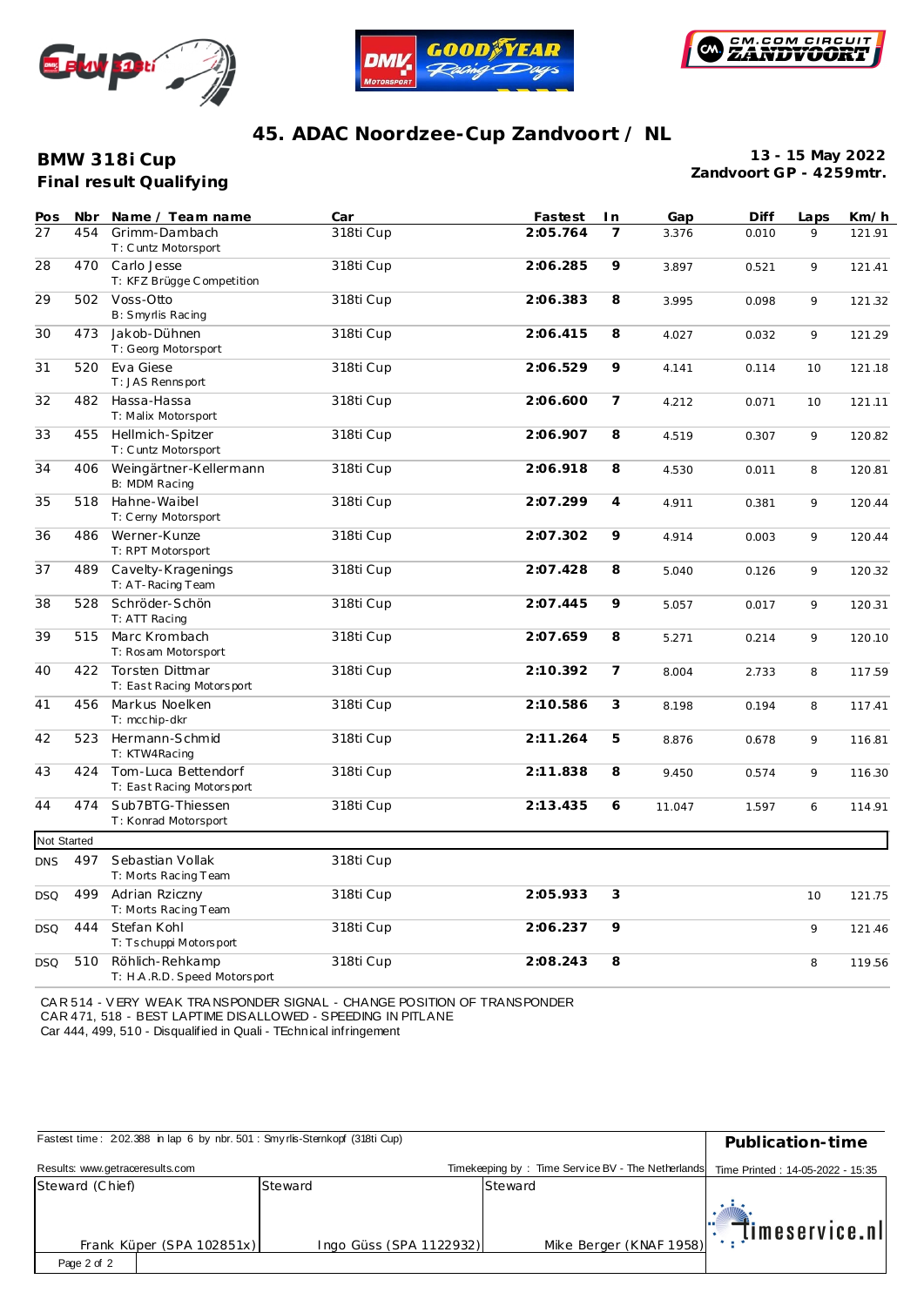# 45. ADAC Noordzee-Cup Zandvoort / NL

**BMW 318i Cup**
**Final result Qualifying**

**13 - 15 May 2022**
**Zandvoort GP - 4259mtr.**

| Pos | Nbr | Name / Team name | Car | Fastest | In | Gap | Diff | Laps | Km/h |
|---|---|---|---|---|---|---|---|---|---|
| 27 | 454 | Grimm-Dambach<br>T: Cuntz Motorsport | 318ti Cup | **2:05.764** | **7** | 3.376 | 0.010 | 9 | 121.91 |
| 28 | 470 | Carlo Jesse<br>T: KFZ Brügge Competition | 318ti Cup | **2:06.285** | **9** | 3.897 | 0.521 | 9 | 121.41 |
| 29 | 502 | Voss-Otto<br>B: Smyrlis Racing | 318ti Cup | **2:06.383** | **8** | 3.995 | 0.098 | 9 | 121.32 |
| 30 | 473 | Jakob-Dühnen<br>T: Georg Motorsport | 318ti Cup | **2:06.415** | **8** | 4.027 | 0.032 | 9 | 121.29 |
| 31 | 520 | Eva Giese<br>T: JAS Rennsport | 318ti Cup | **2:06.529** | **9** | 4.141 | 0.114 | 10 | 121.18 |
| 32 | 482 | Hassa-Hassa<br>T: Malix Motorsport | 318ti Cup | **2:06.600** | **7** | 4.212 | 0.071 | 10 | 121.11 |
| 33 | 455 | Hellmich-Spitzer<br>T: Cuntz Motorsport | 318ti Cup | **2:06.907** | **8** | 4.519 | 0.307 | 9 | 120.82 |
| 34 | 406 | Weingärtner-Kellermann<br>B: MDM Racing | 318ti Cup | **2:06.918** | **8** | 4.530 | 0.011 | 8 | 120.81 |
| 35 | 518 | Hahne-Waibel<br>T: Cerny Motorsport | 318ti Cup | **2:07.299** | **4** | 4.911 | 0.381 | 9 | 120.44 |
| 36 | 486 | Werner-Kunze<br>T: RPT Motorsport | 318ti Cup | **2:07.302** | **9** | 4.914 | 0.003 | 9 | 120.44 |
| 37 | 489 | Cavelty-Kragenings<br>T: AT-Racing Team | 318ti Cup | **2:07.428** | **8** | 5.040 | 0.126 | 9 | 120.32 |
| 38 | 528 | Schröder-Schön<br>T: ATT Racing | 318ti Cup | **2:07.445** | **9** | 5.057 | 0.017 | 9 | 120.31 |
| 39 | 515 | Marc Krombach<br>T: Rosam Motorsport | 318ti Cup | **2:07.659** | **8** | 5.271 | 0.214 | 9 | 120.10 |
| 40 | 422 | Torsten Dittmar<br>T: East Racing Motorsport | 318ti Cup | **2:10.392** | **7** | 8.004 | 2.733 | 8 | 117.59 |
| 41 | 456 | Markus Noelken<br>T: mcchip-dkr | 318ti Cup | **2:10.586** | **3** | 8.198 | 0.194 | 8 | 117.41 |
| 42 | 523 | Hermann-Schmid<br>T: KTW4Racing | 318ti Cup | **2:11.264** | **5** | 8.876 | 0.678 | 9 | 116.81 |
| 43 | 424 | Tom-Luca Bettendorf<br>T: East Racing Motorsport | 318ti Cup | **2:11.838** | **8** | 9.450 | 0.574 | 9 | 116.30 |
| 44 | 474 | Sub7BTG-Thiessen<br>T: Konrad Motorsport | 318ti Cup | **2:13.435** | **6** | 11.047 | 1.597 | 6 | 114.91 |
| Not Started | | | | | | | | | |
| DNS | 497 | Sebastian Vollak<br>T: Morts Racing Team | 318ti Cup | | | | | | |
| DSQ | 499 | Adrian Rziczny<br>T: Morts Racing Team | 318ti Cup | **2:05.933** | **3** | | | 10 | 121.75 |
| DSQ | 444 | Stefan Kohl<br>T: Tschuppi Motorsport | 318ti Cup | **2:06.237** | **9** | | | 9 | 121.46 |
| DSQ | 510 | Röhlich-Rehkamp<br>T: H.A.R.D. Speed Motorsport | 318ti Cup | **2:08.243** | **8** | | | 8 | 119.56 |

CAR 514 - VERY WEAK TRANSPONDER SIGNAL - CHANGE POSITION OF TRANSPONDER
CAR 471, 518 - BEST LAPTIME DISALLOWED - SPEEDING IN PITLANE
Car 444, 499, 510 - Disqualified in Quali - TEchnical infringement

Fastest time : 2:02.388 in lap 6 by nbr. 501 : Smyrlis-Sternkopf (318ti Cup)

**Publication-time**

Results: www.getraceresults.com

Timekeeping by : Time Service BV - The Netherlands

Time Printed : 14-05-2022 - 15:35

| Steward (Chief) | Steward | Steward |
|---|---|---|
| Frank Küper (SPA 102851x) | Ingo Güss (SPA 1122932) | Mike Berger (KNAF 1958) |

timeservice.nl